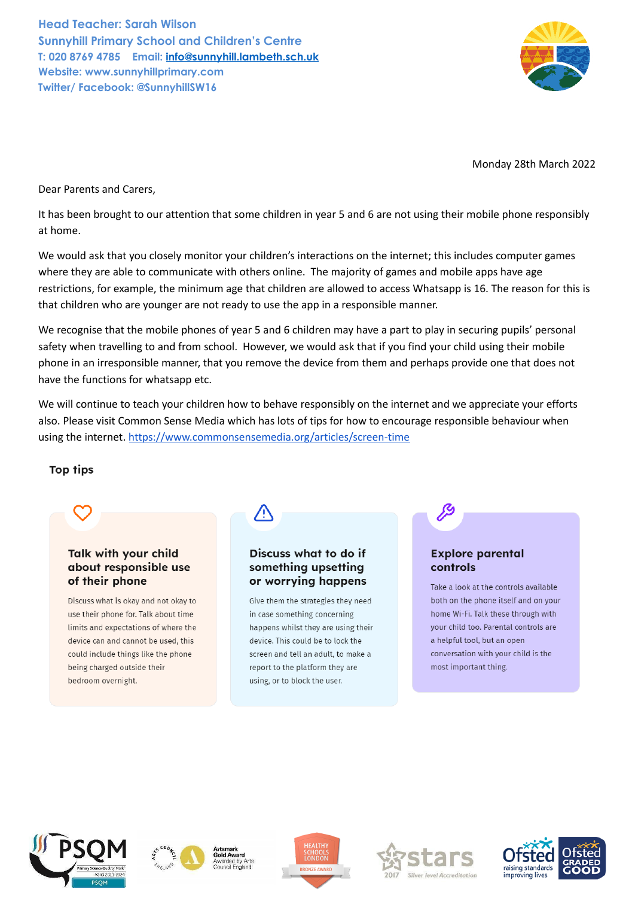**Head Teacher: Sarah Wilson**
**Sunnyhill Primary School and Children's Centre**
**T: 020 8769 4785 Email: info@sunnyhill.lambeth.sch.uk**
**Website: www.sunnyhillprimary.com**
**Twitter/ Facebook: @SunnyhillSW16**

Monday 28th March 2022

Dear Parents and Carers,

It has been brought to our attention that some children in year 5 and 6 are not using their mobile phone responsibly at home.

We would ask that you closely monitor your children's interactions on the internet; this includes computer games where they are able to communicate with others online. The majority of games and mobile apps have age restrictions, for example, the minimum age that children are allowed to access Whatsapp is 16. The reason for this is that children who are younger are not ready to use the app in a responsible manner.

We recognise that the mobile phones of year 5 and 6 children may have a part to play in securing pupils' personal safety when travelling to and from school. However, we would ask that if you find your child using their mobile phone in an irresponsible manner, that you remove the device from them and perhaps provide one that does not have the functions for whatsapp etc.

We will continue to teach your children how to behave responsibly on the internet and we appreciate your efforts also. Please visit Common Sense Media which has lots of tips for how to encourage responsible behaviour when using the internet. https://www.commonsensemedia.org/articles/screen-time

## Top tips

### Talk with your child about responsible use of their phone

Discuss what is okay and not okay to use their phone for. Talk about time limits and expectations of where the device can and cannot be used, this could include things like the phone being charged outside their bedroom overnight.

### Discuss what to do if something upsetting or worrying happens

Give them the strategies they need in case something concerning happens whilst they are using their device. This could be to lock the screen and tell an adult, to make a report to the platform they are using, or to block the user.

### Explore parental controls

Take a look at the controls available both on the phone itself and on your home Wi-Fi. Talk these through with your child too. Parental controls are a helpful tool, but an open conversation with your child is the most important thing.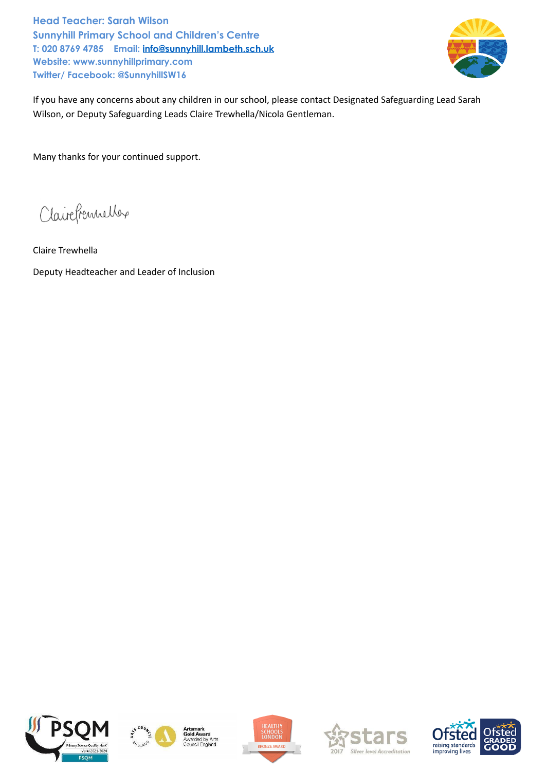**Head Teacher: Sarah Wilson**
**Sunnyhill Primary School and Children's Centre**
**T: 020 8769 4785    Email: info@sunnyhill.lambeth.sch.uk**
**Website: www.sunnyhillprimary.com**
**Twitter/ Facebook: @SunnyhillSW16**

If you have any concerns about any children in our school, please contact Designated Safeguarding Lead Sarah Wilson, or Deputy Safeguarding Leads Claire Trewhella/Nicola Gentleman.

Many thanks for your continued support.

Claire Trewhella

Deputy Headteacher and Leader of Inclusion